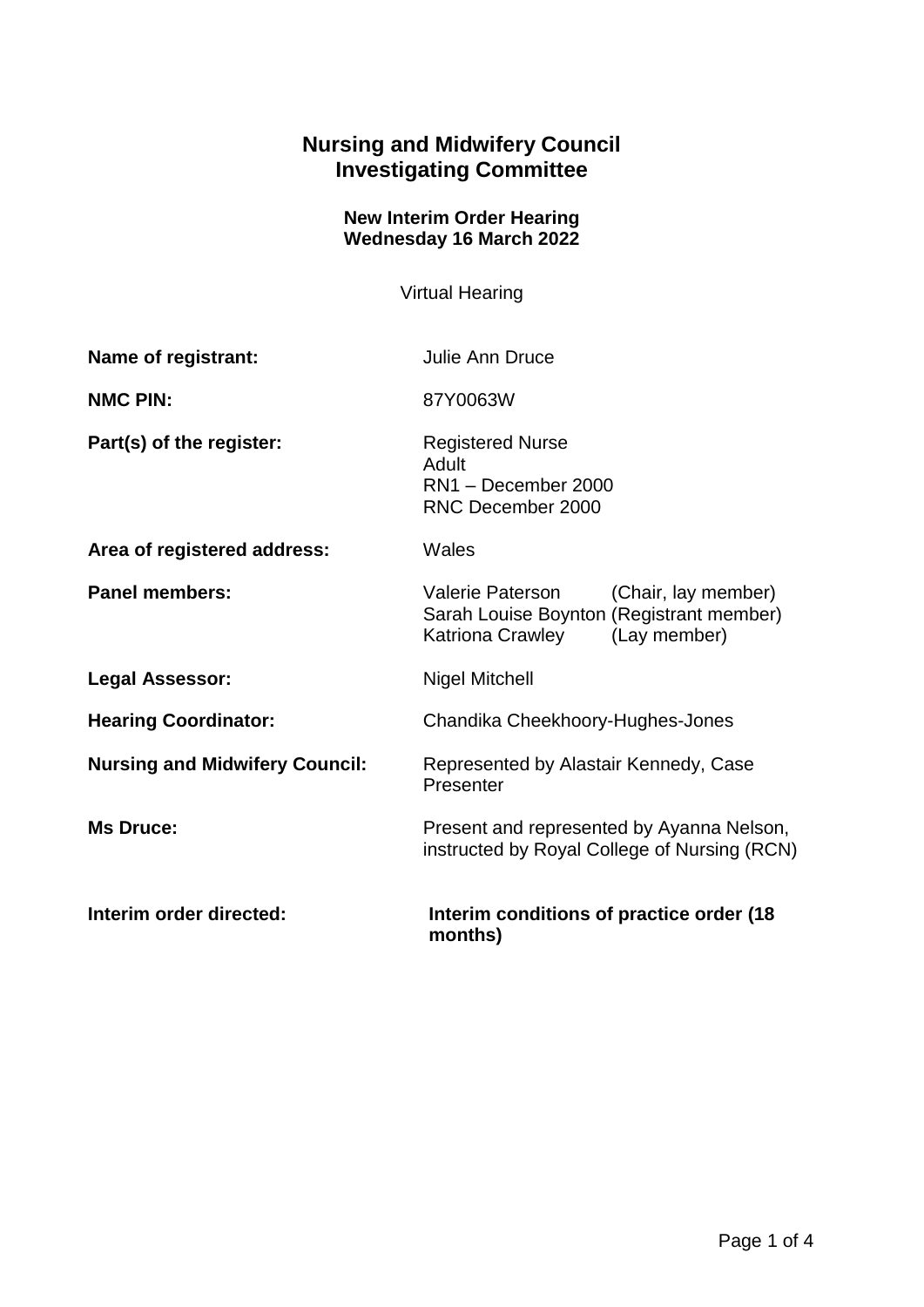# Nursing and Midwifery Council
# Investigating Committee

**New Interim Order Hearing**
**Wednesday 16 March 2022**

Virtual Hearing

| | |
|---|---|
| **Name of registrant:** | Julie Ann Druce |
| **NMC PIN:** | 87Y0063W |
| **Part(s) of the register:** | Registered Nurse<br>Adult<br>RN1 – December 2000<br>RNC December 2000 |
| **Area of registered address:** | Wales |
| **Panel members:** | Valerie Paterson (Chair, lay member)<br>Sarah Louise Boynton (Registrant member)<br>Katriona Crawley (Lay member) |
| **Legal Assessor:** | Nigel Mitchell |
| **Hearing Coordinator:** | Chandika Cheekhoory-Hughes-Jones |
| **Nursing and Midwifery Council:** | Represented by Alastair Kennedy, Case Presenter |
| **Ms Druce:** | Present and represented by Ayanna Nelson, instructed by Royal College of Nursing (RCN) |
| **Interim order directed:** | **Interim conditions of practice order (18 months)** |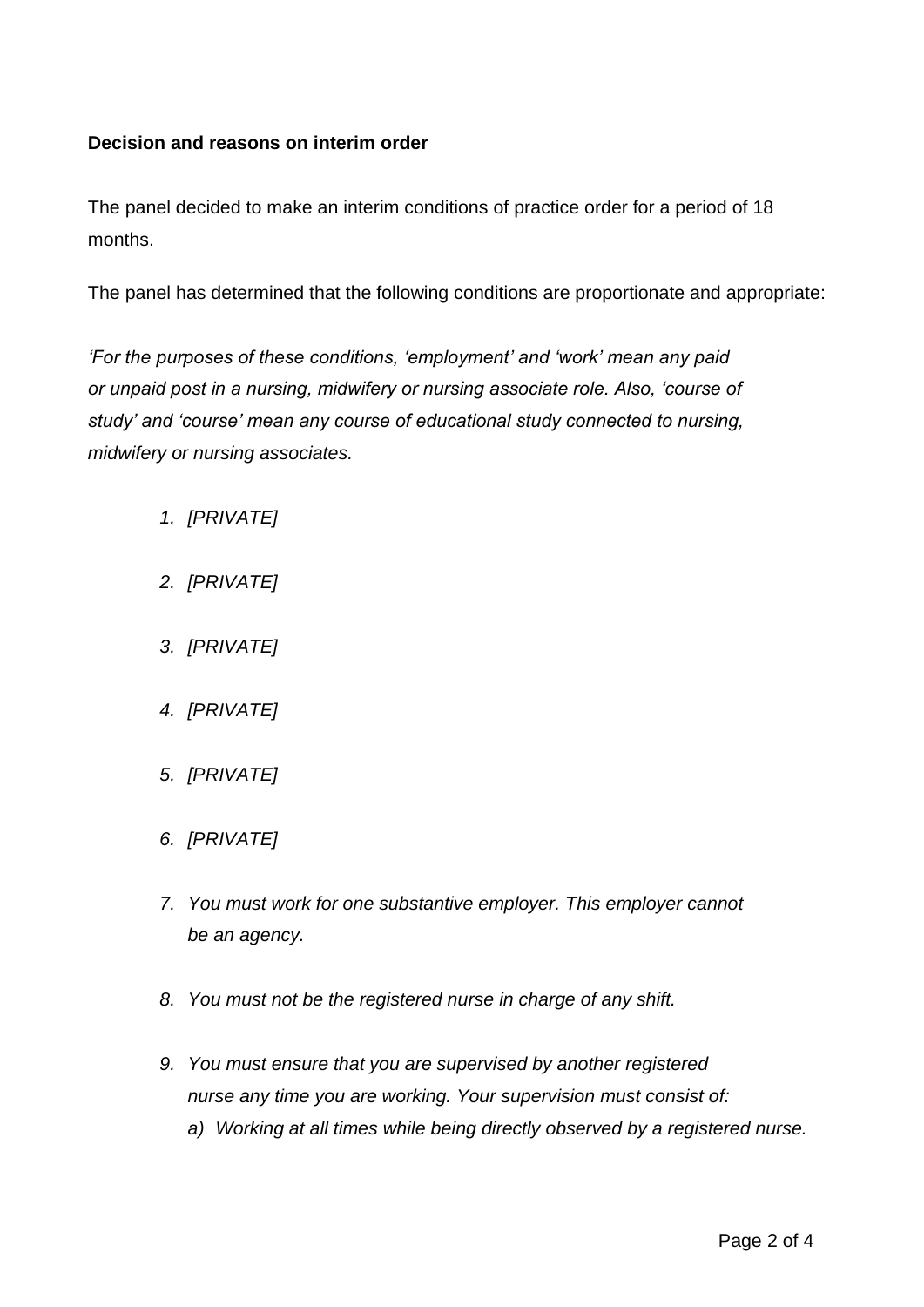**Decision and reasons on interim order**

The panel decided to make an interim conditions of practice order for a period of 18 months.

The panel has determined that the following conditions are proportionate and appropriate:

*'For the purposes of these conditions, 'employment' and 'work' mean any paid or unpaid post in a nursing, midwifery or nursing associate role. Also, 'course of study' and 'course' mean any course of educational study connected to nursing, midwifery or nursing associates.*

1. *[PRIVATE]*
2. *[PRIVATE]*
3. *[PRIVATE]*
4. *[PRIVATE]*
5. *[PRIVATE]*
6. *[PRIVATE]*
7. *You must work for one substantive employer. This employer cannot be an agency.*
8. *You must not be the registered nurse in charge of any shift.*
9. *You must ensure that you are supervised by another registered nurse any time you are working. Your supervision must consist of:*
   a) *Working at all times while being directly observed by a registered nurse.*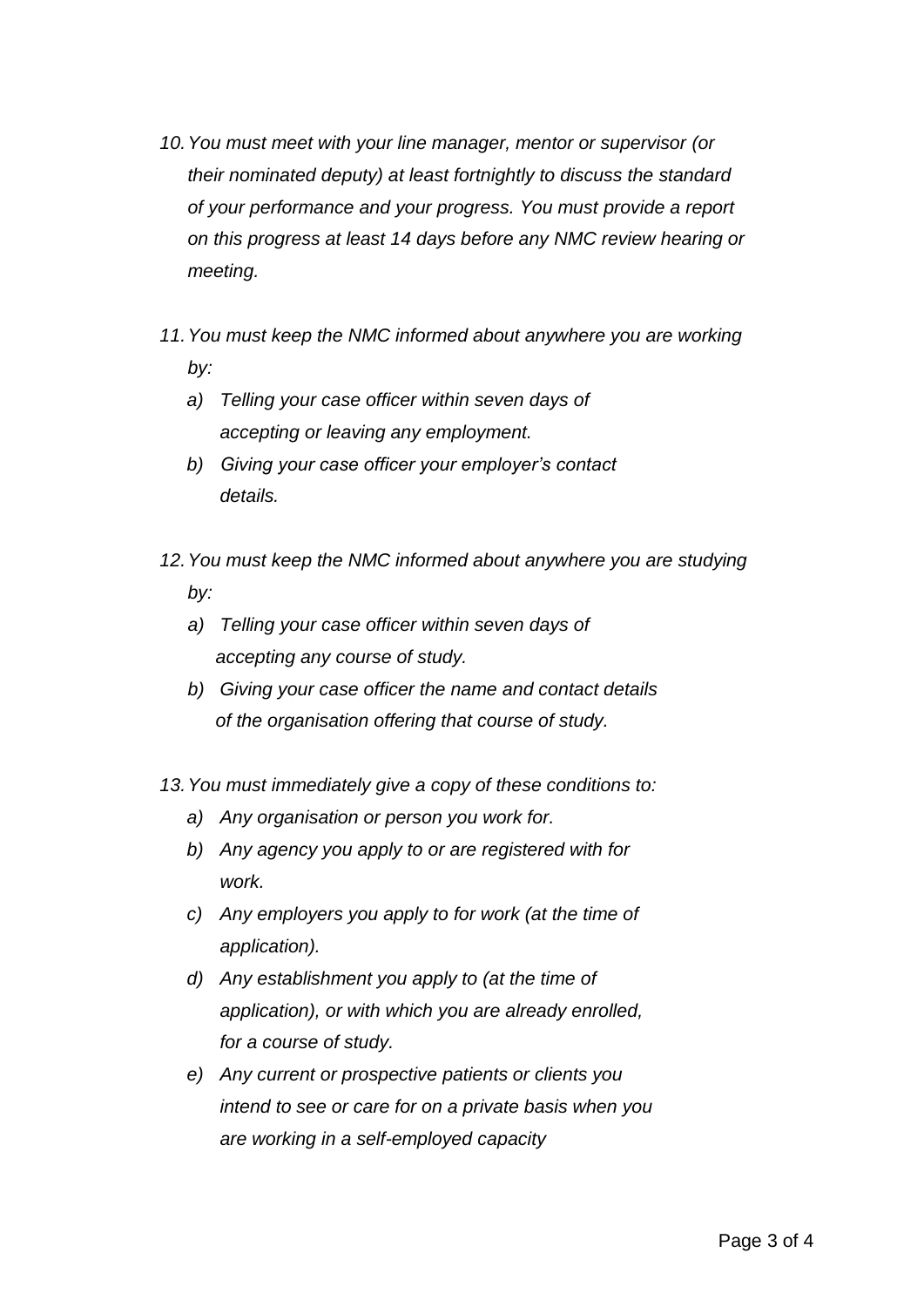10. *You must meet with your line manager, mentor or supervisor (or their nominated deputy) at least fortnightly to discuss the standard of your performance and your progress. You must provide a report on this progress at least 14 days before any NMC review hearing or meeting.*

11. *You must keep the NMC informed about anywhere you are working by:*
    a) *Telling your case officer within seven days of accepting or leaving any employment.*
    b) *Giving your case officer your employer's contact details.*

12. *You must keep the NMC informed about anywhere you are studying by:*
    a) *Telling your case officer within seven days of accepting any course of study.*
    b) *Giving your case officer the name and contact details of the organisation offering that course of study.*

13. *You must immediately give a copy of these conditions to:*
    a) *Any organisation or person you work for.*
    b) *Any agency you apply to or are registered with for work.*
    c) *Any employers you apply to for work (at the time of application).*
    d) *Any establishment you apply to (at the time of application), or with which you are already enrolled, for a course of study.*
    e) *Any current or prospective patients or clients you intend to see or care for on a private basis when you are working in a self-employed capacity*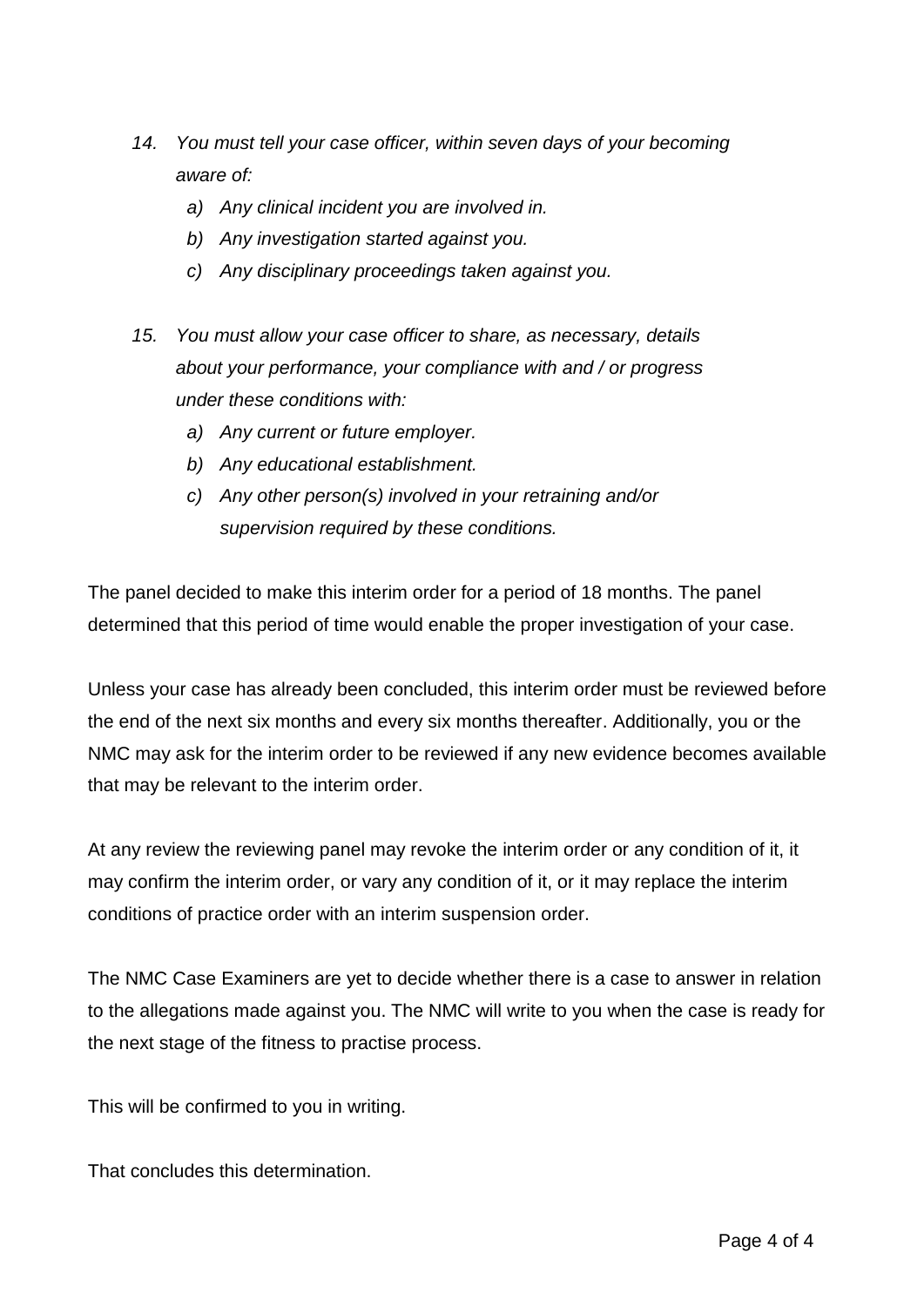14. *You must tell your case officer, within seven days of your becoming aware of:*
    a) *Any clinical incident you are involved in.*
    b) *Any investigation started against you.*
    c) *Any disciplinary proceedings taken against you.*

15. *You must allow your case officer to share, as necessary, details about your performance, your compliance with and / or progress under these conditions with:*
    a) *Any current or future employer.*
    b) *Any educational establishment.*
    c) *Any other person(s) involved in your retraining and/or supervision required by these conditions.*

The panel decided to make this interim order for a period of 18 months. The panel determined that this period of time would enable the proper investigation of your case.

Unless your case has already been concluded, this interim order must be reviewed before the end of the next six months and every six months thereafter. Additionally, you or the NMC may ask for the interim order to be reviewed if any new evidence becomes available that may be relevant to the interim order.

At any review the reviewing panel may revoke the interim order or any condition of it, it may confirm the interim order, or vary any condition of it, or it may replace the interim conditions of practice order with an interim suspension order.

The NMC Case Examiners are yet to decide whether there is a case to answer in relation to the allegations made against you. The NMC will write to you when the case is ready for the next stage of the fitness to practise process.

This will be confirmed to you in writing.

That concludes this determination.